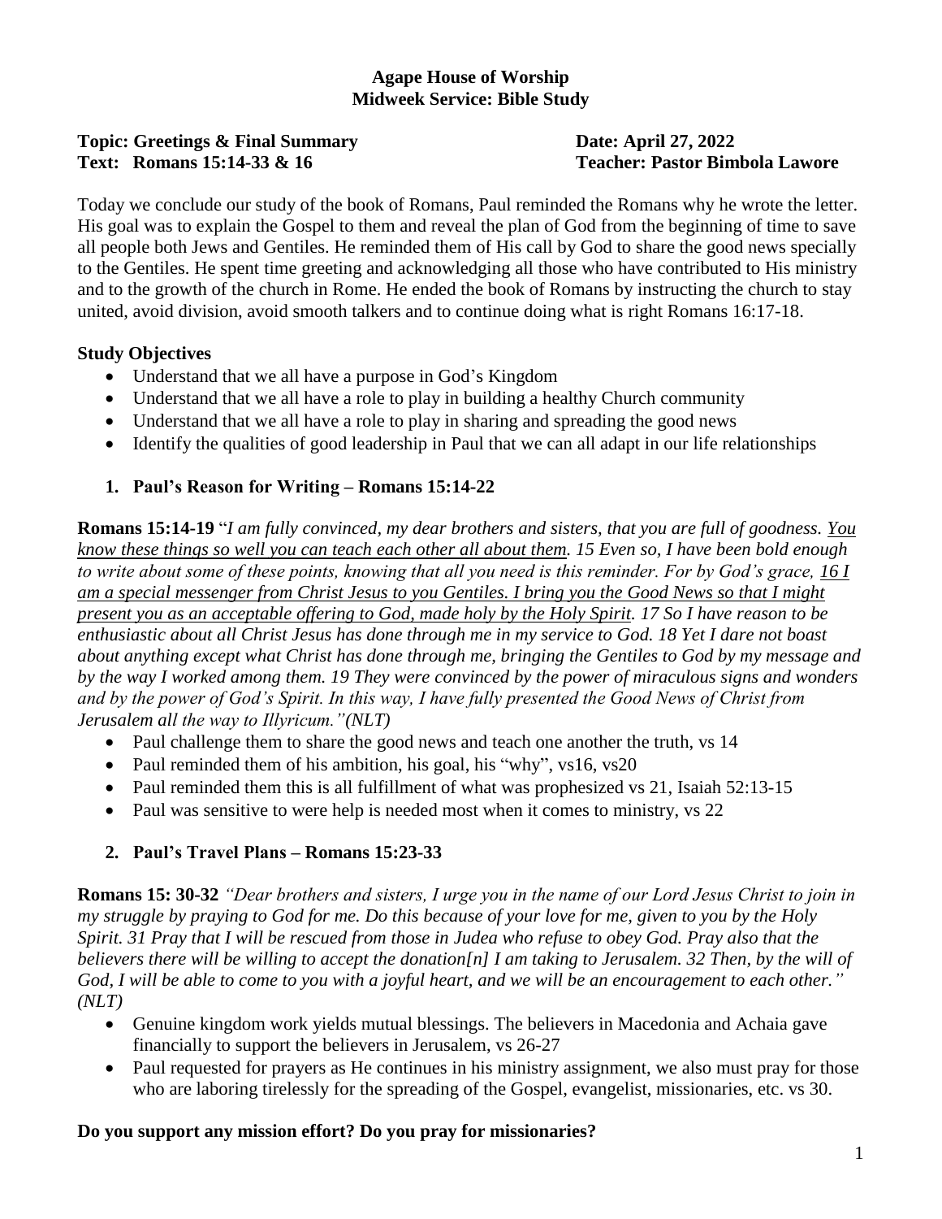**Agape House of Worship**
**Midweek Service: Bible Study**

**Topic: Greetings & Final Summary** **Date: April 27, 2022**
**Text: Romans 15:14-33 & 16** **Teacher: Pastor Bimbola Lawore**

Today we conclude our study of the book of Romans, Paul reminded the Romans why he wrote the letter. His goal was to explain the Gospel to them and reveal the plan of God from the beginning of time to save all people both Jews and Gentiles. He reminded them of His call by God to share the good news specially to the Gentiles. He spent time greeting and acknowledging all those who have contributed to His ministry and to the growth of the church in Rome. He ended the book of Romans by instructing the church to stay united, avoid division, avoid smooth talkers and to continue doing what is right Romans 16:17-18.

**Study Objectives**

- Understand that we all have a purpose in God's Kingdom
- Understand that we all have a role to play in building a healthy Church community
- Understand that we all have a role to play in sharing and spreading the good news
- Identify the qualities of good leadership in Paul that we can all adapt in our life relationships

**1. Paul's Reason for Writing – Romans 15:14-22**

**Romans 15:14-19** "*I am fully convinced, my dear brothers and sisters, that you are full of goodness. <u>You know these things so well you can teach each other all about them</u>. 15 Even so, I have been bold enough to write about some of these points, knowing that all you need is this reminder. For by God's grace, <u>16 I am a special messenger from Christ Jesus to you Gentiles. I bring you the Good News so that I might present you as an acceptable offering to God, made holy by the Holy Spirit</u>. 17 So I have reason to be enthusiastic about all Christ Jesus has done through me in my service to God. 18 Yet I dare not boast about anything except what Christ has done through me, bringing the Gentiles to God by my message and by the way I worked among them. 19 They were convinced by the power of miraculous signs and wonders and by the power of God's Spirit. In this way, I have fully presented the Good News of Christ from Jerusalem all the way to Illyricum."(NLT)*

- Paul challenge them to share the good news and teach one another the truth, vs 14
- Paul reminded them of his ambition, his goal, his "why", vs16, vs20
- Paul reminded them this is all fulfillment of what was prophesized vs 21, Isaiah 52:13-15
- Paul was sensitive to were help is needed most when it comes to ministry, vs 22

**2. Paul's Travel Plans – Romans 15:23-33**

**Romans 15: 30-32** *"Dear brothers and sisters, I urge you in the name of our Lord Jesus Christ to join in my struggle by praying to God for me. Do this because of your love for me, given to you by the Holy Spirit. 31 Pray that I will be rescued from those in Judea who refuse to obey God. Pray also that the believers there will be willing to accept the donation[n] I am taking to Jerusalem. 32 Then, by the will of God, I will be able to come to you with a joyful heart, and we will be an encouragement to each other." (NLT)*

- Genuine kingdom work yields mutual blessings. The believers in Macedonia and Achaia gave financially to support the believers in Jerusalem, vs 26-27
- Paul requested for prayers as He continues in his ministry assignment, we also must pray for those who are laboring tirelessly for the spreading of the Gospel, evangelist, missionaries, etc. vs 30.

**Do you support any mission effort? Do you pray for missionaries?**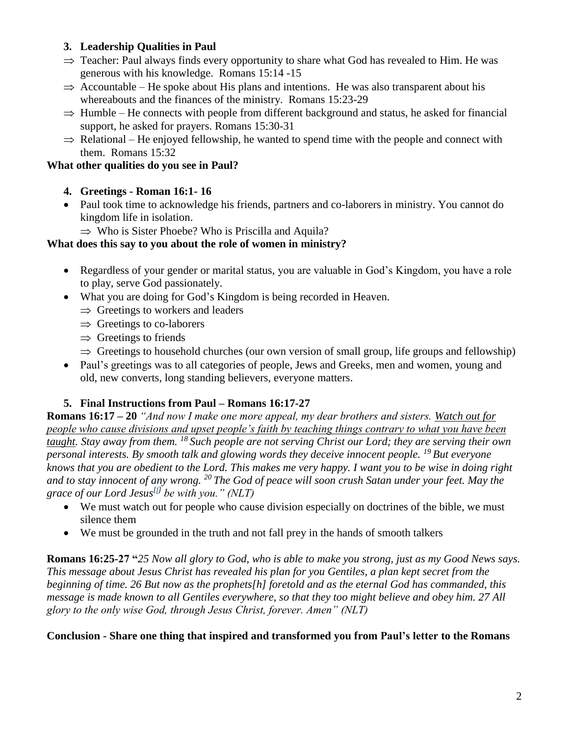3. **Leadership Qualities in Paul**

- ⇒ Teacher: Paul always finds every opportunity to share what God has revealed to Him. He was generous with his knowledge. Romans 15:14 -15
- ⇒ Accountable – He spoke about His plans and intentions. He was also transparent about his whereabouts and the finances of the ministry. Romans 15:23-29
- ⇒ Humble – He connects with people from different background and status, he asked for financial support, he asked for prayers. Romans 15:30-31
- ⇒ Relational – He enjoyed fellowship, he wanted to spend time with the people and connect with them. Romans 15:32

**What other qualities do you see in Paul?**

4. **Greetings - Roman 16:1- 16**

- Paul took time to acknowledge his friends, partners and co-laborers in ministry. You cannot do kingdom life in isolation.
  - ⇒ Who is Sister Phoebe? Who is Priscilla and Aquila?

**What does this say to you about the role of women in ministry?**

- Regardless of your gender or marital status, you are valuable in God's Kingdom, you have a role to play, serve God passionately.
- What you are doing for God's Kingdom is being recorded in Heaven.
  - ⇒ Greetings to workers and leaders
  - ⇒ Greetings to co-laborers
  - ⇒ Greetings to friends
  - ⇒ Greetings to household churches (our own version of small group, life groups and fellowship)
- Paul's greetings was to all categories of people, Jews and Greeks, men and women, young and old, new converts, long standing believers, everyone matters.

5. **Final Instructions from Paul – Romans 16:17-27**

**Romans 16:17 – 20** *"And now I make one more appeal, my dear brothers and sisters. <u>Watch out for people who cause divisions and upset people's faith by teaching things contrary to what you have been taught</u>. Stay away from them. 18 Such people are not serving Christ our Lord; they are serving their own personal interests. By smooth talk and glowing words they deceive innocent people. 19 But everyone knows that you are obedient to the Lord. This makes me very happy. I want you to be wise in doing right and to stay innocent of any wrong. 20 The God of peace will soon crush Satan under your feet. May the grace of our Lord Jesus[i] be with you." (NLT)*

- We must watch out for people who cause division especially on doctrines of the bible, we must silence them
- We must be grounded in the truth and not fall prey in the hands of smooth talkers

**Romans 16:25-27 "***25 Now all glory to God, who is able to make you strong, just as my Good News says. This message about Jesus Christ has revealed his plan for you Gentiles, a plan kept secret from the beginning of time. 26 But now as the prophets[h] foretold and as the eternal God has commanded, this message is made known to all Gentiles everywhere, so that they too might believe and obey him. 27 All glory to the only wise God, through Jesus Christ, forever. Amen" (NLT)*

**Conclusion - Share one thing that inspired and transformed you from Paul's letter to the Romans**